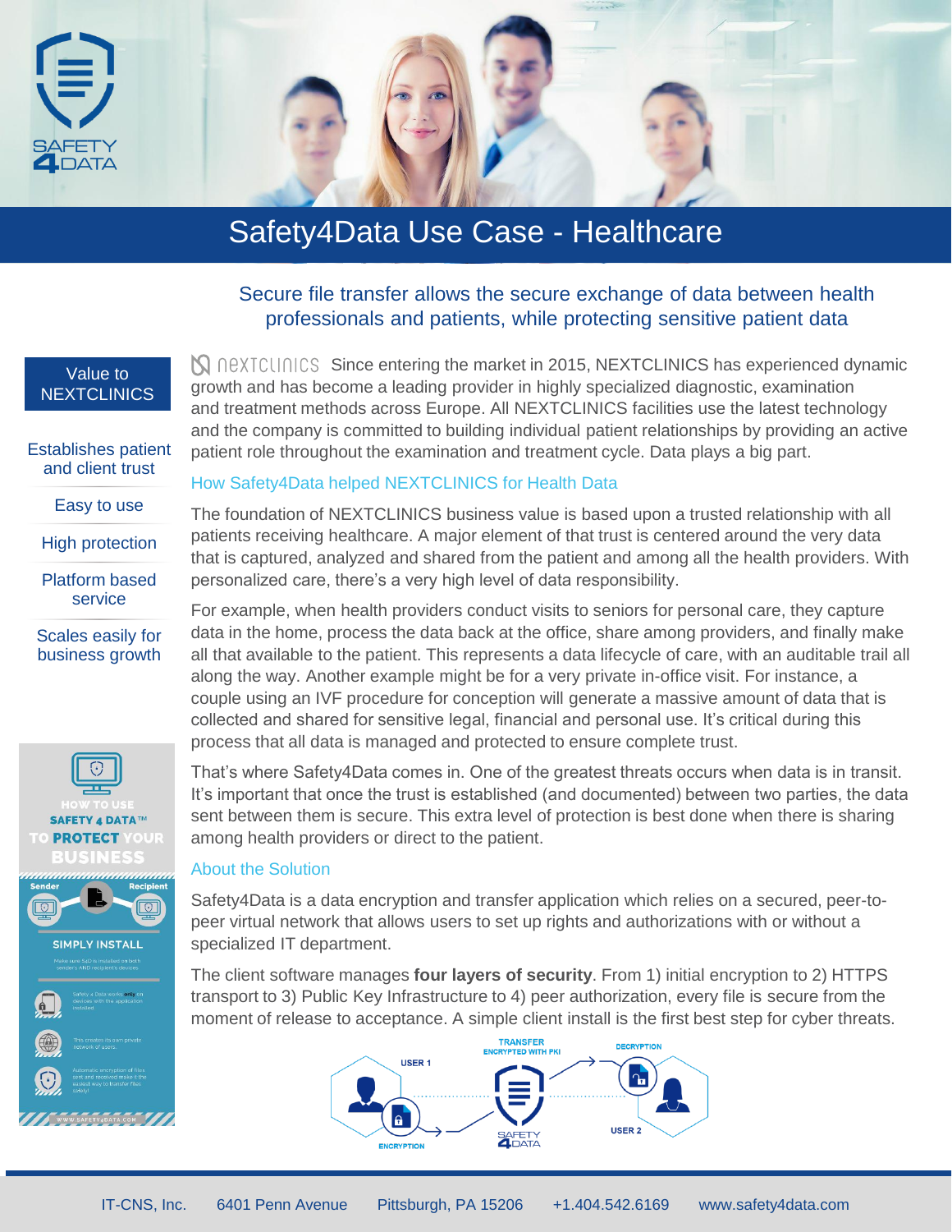# Safety4Data Use Case - Healthcare

## Secure file transfer allows the secure exchange of data between health professionals and patients, while protecting sensitive patient data

**Value to NEXTCLINICS**

- Establishes patient and client trust
- Easy to use
- High protection
- Platform based service
- Scales easily for business growth

NEXTCLINICS Since entering the market in 2015, NEXTCLINICS has experienced dynamic growth and has become a leading provider in highly specialized diagnostic, examination and treatment methods across Europe. All NEXTCLINICS facilities use the latest technology and the company is committed to building individual patient relationships by providing an active patient role throughout the examination and treatment cycle. Data plays a big part.

### How Safety4Data helped NEXTCLINICS for Health Data

The foundation of NEXTCLINICS business value is based upon a trusted relationship with all patients receiving healthcare. A major element of that trust is centered around the very data that is captured, analyzed and shared from the patient and among all the health providers. With personalized care, there's a very high level of data responsibility.

For example, when health providers conduct visits to seniors for personal care, they capture data in the home, process the data back at the office, share among providers, and finally make all that available to the patient. This represents a data lifecycle of care, with an auditable trail all along the way. Another example might be for a very private in-office visit. For instance, a couple using an IVF procedure for conception will generate a massive amount of data that is collected and shared for sensitive legal, financial and personal use. It's critical during this process that all data is managed and protected to ensure complete trust.

That's where Safety4Data comes in. One of the greatest threats occurs when data is in transit. It's important that once the trust is established (and documented) between two parties, the data sent between them is secure. This extra level of protection is best done when there is sharing among health providers or direct to the patient.

### About the Solution

Safety4Data is a data encryption and transfer application which relies on a secured, peer-to-peer virtual network that allows users to set up rights and authorizations with or without a specialized IT department.

The client software manages **four layers of security**. From 1) initial encryption to 2) HTTPS transport to 3) Public Key Infrastructure to 4) peer authorization, every file is secure from the moment of release to acceptance. A simple client install is the first best step for cyber threats.

HOW TO USE SAFETY 4 DATA™ TO PROTECT YOUR BUSINESS

Sender — Recipient

SIMPLY INSTALL

Make sure S4D is installed on both senders AND recipients devices.

Safety 4 Data works only on devices with the application installed.

This creates its own private network of users.

Automatic encryption of files sent and received make it the easiest way to transfer files safely!

WWW.SAFETY4DATA.COM

USER 1 — ENCRYPTION — TRANSFER ENCRYPTED WITH PKI — SAFETY 4DATA — DECRYPTION — USER 2

IT-CNS, Inc. | 6401 Penn Avenue | Pittsburgh, PA 15206 | +1.404.542.6169 | www.safety4data.com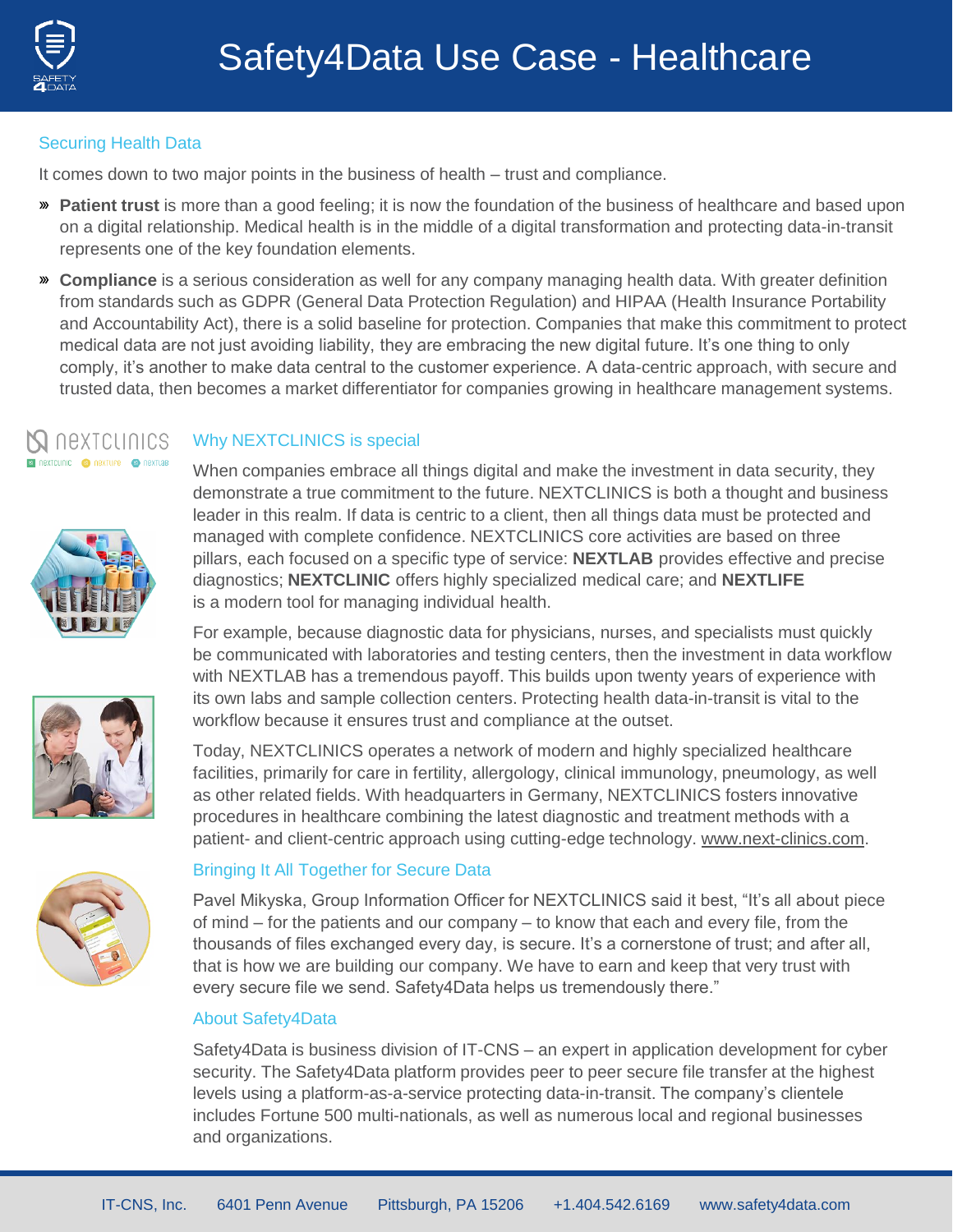# Safety4Data Use Case - Healthcare

## Securing Health Data

It comes down to two major points in the business of health – trust and compliance.

- **Patient trust** is more than a good feeling; it is now the foundation of the business of healthcare and based upon on a digital relationship. Medical health is in the middle of a digital transformation and protecting data-in-transit represents one of the key foundation elements.
- **Compliance** is a serious consideration as well for any company managing health data. With greater definition from standards such as GDPR (General Data Protection Regulation) and HIPAA (Health Insurance Portability and Accountability Act), there is a solid baseline for protection. Companies that make this commitment to protect medical data are not just avoiding liability, they are embracing the new digital future. It's one thing to only comply, it's another to make data central to the customer experience. A data-centric approach, with secure and trusted data, then becomes a market differentiator for companies growing in healthcare management systems.

## Why NEXTCLINICS is special

When companies embrace all things digital and make the investment in data security, they demonstrate a true commitment to the future. NEXTCLINICS is both a thought and business leader in this realm. If data is centric to a client, then all things data must be protected and managed with complete confidence. NEXTCLINICS core activities are based on three pillars, each focused on a specific type of service: **NEXTLAB** provides effective and precise diagnostics; **NEXTCLINIC** offers highly specialized medical care; and **NEXTLIFE** is a modern tool for managing individual health.

For example, because diagnostic data for physicians, nurses, and specialists must quickly be communicated with laboratories and testing centers, then the investment in data workflow with NEXTLAB has a tremendous payoff. This builds upon twenty years of experience with its own labs and sample collection centers. Protecting health data-in-transit is vital to the workflow because it ensures trust and compliance at the outset.

Today, NEXTCLINICS operates a network of modern and highly specialized healthcare facilities, primarily for care in fertility, allergology, clinical immunology, pneumology, as well as other related fields. With headquarters in Germany, NEXTCLINICS fosters innovative procedures in healthcare combining the latest diagnostic and treatment methods with a patient- and client-centric approach using cutting-edge technology. www.next-clinics.com.

## Bringing It All Together for Secure Data

Pavel Mikyska, Group Information Officer for NEXTCLINICS said it best, "It's all about piece of mind – for the patients and our company – to know that each and every file, from the thousands of files exchanged every day, is secure. It's a cornerstone of trust; and after all, that is how we are building our company. We have to earn and keep that very trust with every secure file we send. Safety4Data helps us tremendously there."

## About Safety4Data

Safety4Data is business division of IT-CNS – an expert in application development for cyber security. The Safety4Data platform provides peer to peer secure file transfer at the highest levels using a platform-as-a-service protecting data-in-transit. The company's clientele includes Fortune 500 multi-nationals, as well as numerous local and regional businesses and organizations.

IT-CNS, Inc. 6401 Penn Avenue Pittsburgh, PA 15206 +1.404.542.6169 www.safety4data.com